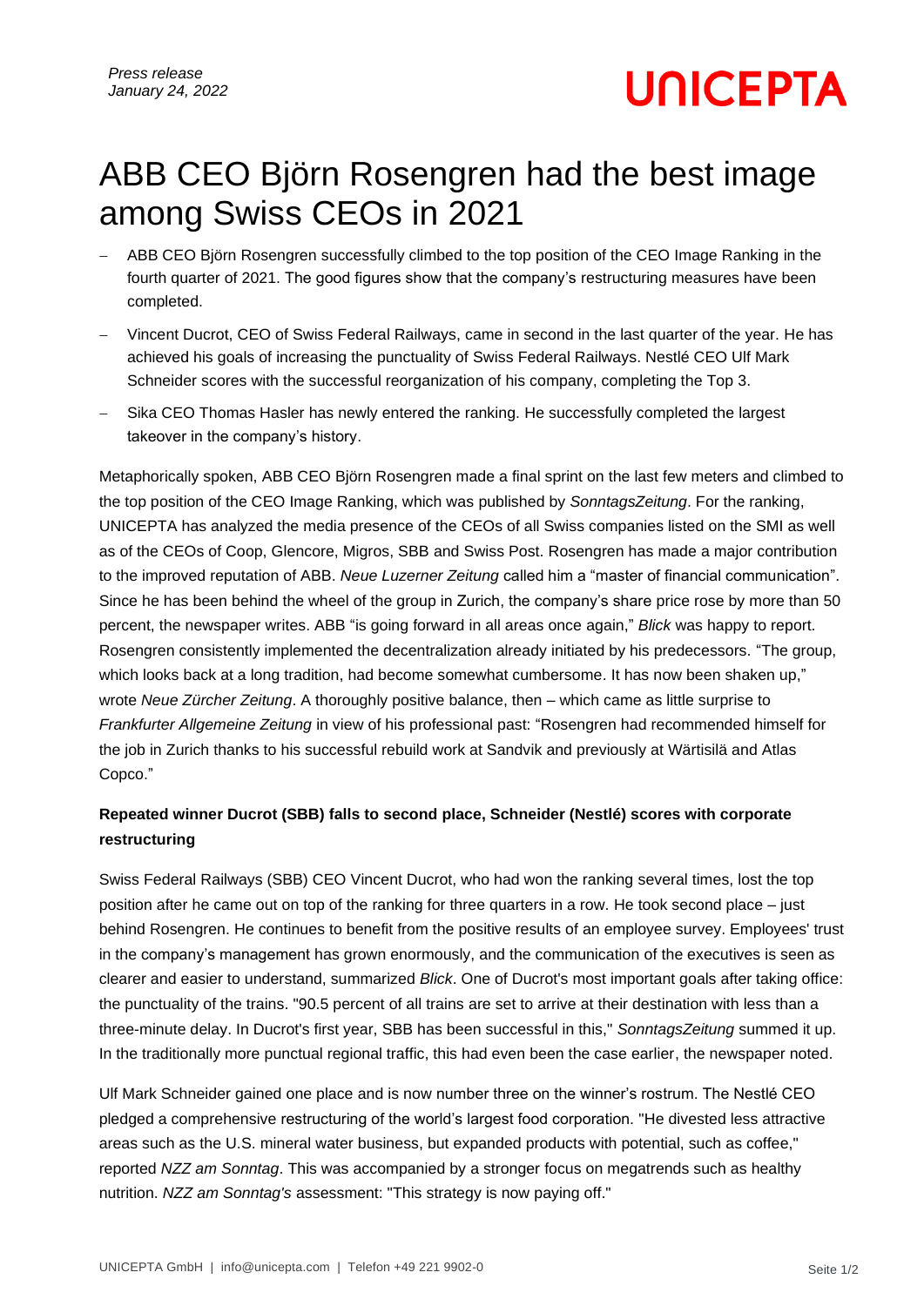*Press release*
*January 24, 2022*

UNICEPTA

# ABB CEO Björn Rosengren had the best image among Swiss CEOs in 2021

- ABB CEO Björn Rosengren successfully climbed to the top position of the CEO Image Ranking in the fourth quarter of 2021. The good figures show that the company's restructuring measures have been completed.
- Vincent Ducrot, CEO of Swiss Federal Railways, came in second in the last quarter of the year. He has achieved his goals of increasing the punctuality of Swiss Federal Railways. Nestlé CEO Ulf Mark Schneider scores with the successful reorganization of his company, completing the Top 3.
- Sika CEO Thomas Hasler has newly entered the ranking. He successfully completed the largest takeover in the company's history.

Metaphorically spoken, ABB CEO Björn Rosengren made a final sprint on the last few meters and climbed to the top position of the CEO Image Ranking, which was published by *SonntagsZeitung*. For the ranking, UNICEPTA has analyzed the media presence of the CEOs of all Swiss companies listed on the SMI as well as of the CEOs of Coop, Glencore, Migros, SBB and Swiss Post. Rosengren has made a major contribution to the improved reputation of ABB. *Neue Luzerner Zeitung* called him a "master of financial communication". Since he has been behind the wheel of the group in Zurich, the company's share price rose by more than 50 percent, the newspaper writes. ABB "is going forward in all areas once again," *Blick* was happy to report. Rosengren consistently implemented the decentralization already initiated by his predecessors. "The group, which looks back at a long tradition, had become somewhat cumbersome. It has now been shaken up," wrote *Neue Zürcher Zeitung*. A thoroughly positive balance, then – which came as little surprise to *Frankfurter Allgemeine Zeitung* in view of his professional past: "Rosengren had recommended himself for the job in Zurich thanks to his successful rebuild work at Sandvik and previously at Wärtisilä and Atlas Copco."

**Repeated winner Ducrot (SBB) falls to second place, Schneider (Nestlé) scores with corporate restructuring**

Swiss Federal Railways (SBB) CEO Vincent Ducrot, who had won the ranking several times, lost the top position after he came out on top of the ranking for three quarters in a row. He took second place – just behind Rosengren. He continues to benefit from the positive results of an employee survey. Employees' trust in the company's management has grown enormously, and the communication of the executives is seen as clearer and easier to understand, summarized *Blick*. One of Ducrot's most important goals after taking office: the punctuality of the trains. "90.5 percent of all trains are set to arrive at their destination with less than a three-minute delay. In Ducrot's first year, SBB has been successful in this," *SonntagsZeitung* summed it up. In the traditionally more punctual regional traffic, this had even been the case earlier, the newspaper noted.

Ulf Mark Schneider gained one place and is now number three on the winner's rostrum. The Nestlé CEO pledged a comprehensive restructuring of the world's largest food corporation. "He divested less attractive areas such as the U.S. mineral water business, but expanded products with potential, such as coffee," reported *NZZ am Sonntag*. This was accompanied by a stronger focus on megatrends such as healthy nutrition. *NZZ am Sonntag's* assessment: "This strategy is now paying off."

UNICEPTA GmbH | info@unicepta.com | Telefon +49 221 9902-0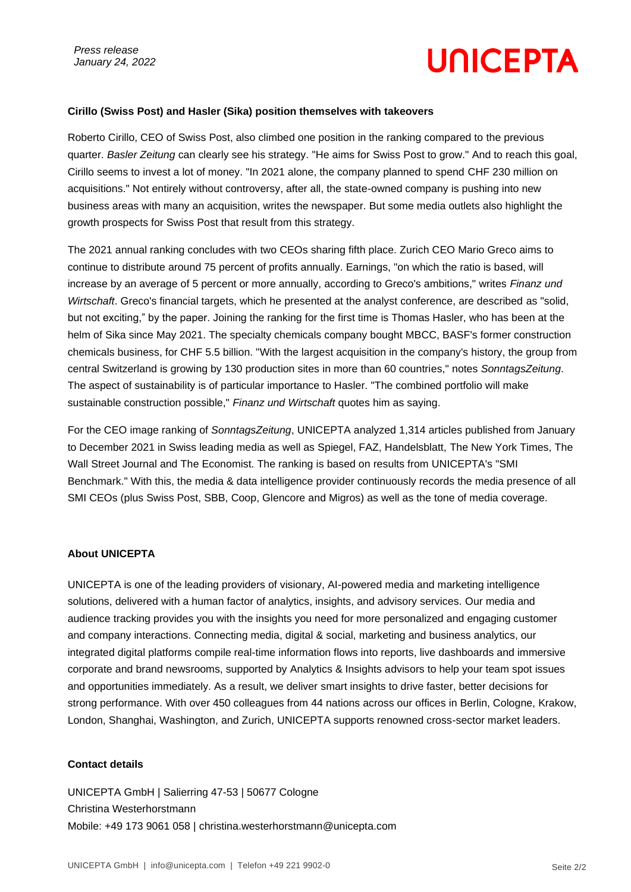**Cirillo (Swiss Post) and Hasler (Sika) position themselves with takeovers**

Roberto Cirillo, CEO of Swiss Post, also climbed one position in the ranking compared to the previous quarter. *Basler Zeitung* can clearly see his strategy. "He aims for Swiss Post to grow." And to reach this goal, Cirillo seems to invest a lot of money. "In 2021 alone, the company planned to spend CHF 230 million on acquisitions." Not entirely without controversy, after all, the state-owned company is pushing into new business areas with many an acquisition, writes the newspaper. But some media outlets also highlight the growth prospects for Swiss Post that result from this strategy.

The 2021 annual ranking concludes with two CEOs sharing fifth place. Zurich CEO Mario Greco aims to continue to distribute around 75 percent of profits annually. Earnings, "on which the ratio is based, will increase by an average of 5 percent or more annually, according to Greco's ambitions," writes *Finanz und Wirtschaft*. Greco's financial targets, which he presented at the analyst conference, are described as "solid, but not exciting," by the paper. Joining the ranking for the first time is Thomas Hasler, who has been at the helm of Sika since May 2021. The specialty chemicals company bought MBCC, BASF's former construction chemicals business, for CHF 5.5 billion. "With the largest acquisition in the company's history, the group from central Switzerland is growing by 130 production sites in more than 60 countries," notes *SonntagsZeitung*. The aspect of sustainability is of particular importance to Hasler. "The combined portfolio will make sustainable construction possible," *Finanz und Wirtschaft* quotes him as saying.

For the CEO image ranking of *SonntagsZeitung*, UNICEPTA analyzed 1,314 articles published from January to December 2021 in Swiss leading media as well as Spiegel, FAZ, Handelsblatt, The New York Times, The Wall Street Journal and The Economist. The ranking is based on results from UNICEPTA's "SMI Benchmark." With this, the media & data intelligence provider continuously records the media presence of all SMI CEOs (plus Swiss Post, SBB, Coop, Glencore and Migros) as well as the tone of media coverage.

**About UNICEPTA**

UNICEPTA is one of the leading providers of visionary, AI-powered media and marketing intelligence solutions, delivered with a human factor of analytics, insights, and advisory services. Our media and audience tracking provides you with the insights you need for more personalized and engaging customer and company interactions. Connecting media, digital & social, marketing and business analytics, our integrated digital platforms compile real-time information flows into reports, live dashboards and immersive corporate and brand newsrooms, supported by Analytics & Insights advisors to help your team spot issues and opportunities immediately. As a result, we deliver smart insights to drive faster, better decisions for strong performance. With over 450 colleagues from 44 nations across our offices in Berlin, Cologne, Krakow, London, Shanghai, Washington, and Zurich, UNICEPTA supports renowned cross-sector market leaders.

**Contact details**

UNICEPTA GmbH | Salierring 47-53 | 50677 Cologne
Christina Westerhorstmann
Mobile: +49 173 9061 058 | christina.westerhorstmann@unicepta.com